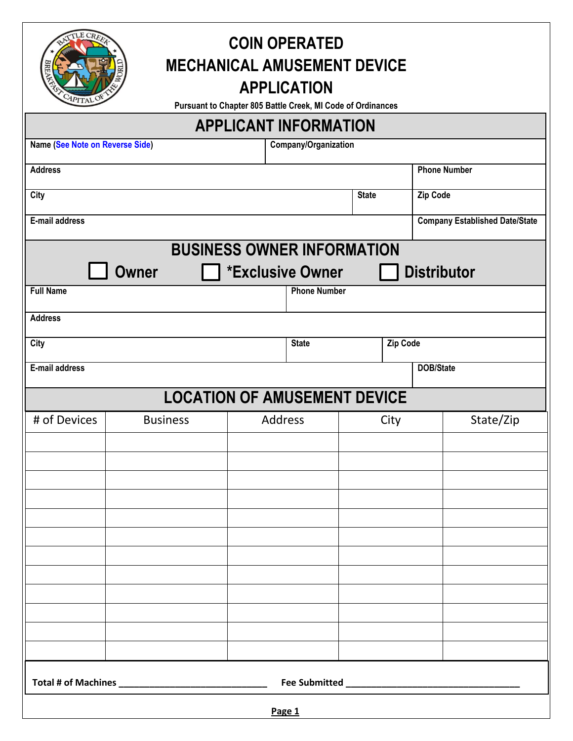# COIN OPERATED MECHANICAL AMUSEMENT DEVICE APPLICATION

Pursuant to Chapter 805 Battle Creek, MI Code of Ordinances

## APPLICANT INFORMATION

| Name (See Note on Reverse Side) | Company/Organization | |
|---|---|---|
| Address | | Phone Number |
| City | State | Zip Code |
| E-mail address | | Company Established Date/State |

## BUSINESS OWNER INFORMATION

☐ Owner ☐ *Exclusive Owner ☐ Distributor

| Full Name | Phone Number | |
|---|---|---|
| Address | | |
| City | State | Zip Code |
| E-mail address | | DOB/State |

## LOCATION OF AMUSEMENT DEVICE

| # of Devices | Business | Address | City | State/Zip |
|---|---|---|---|---|
| | | | | |
| | | | | |
| | | | | |
| | | | | |
| | | | | |
| | | | | |
| | | | | |
| | | | | |
| | | | | |
| | | | | |
| | | | | |
| | | | | |

**Total # of Machines** ______________________________ **Fee Submitted** ____________________________________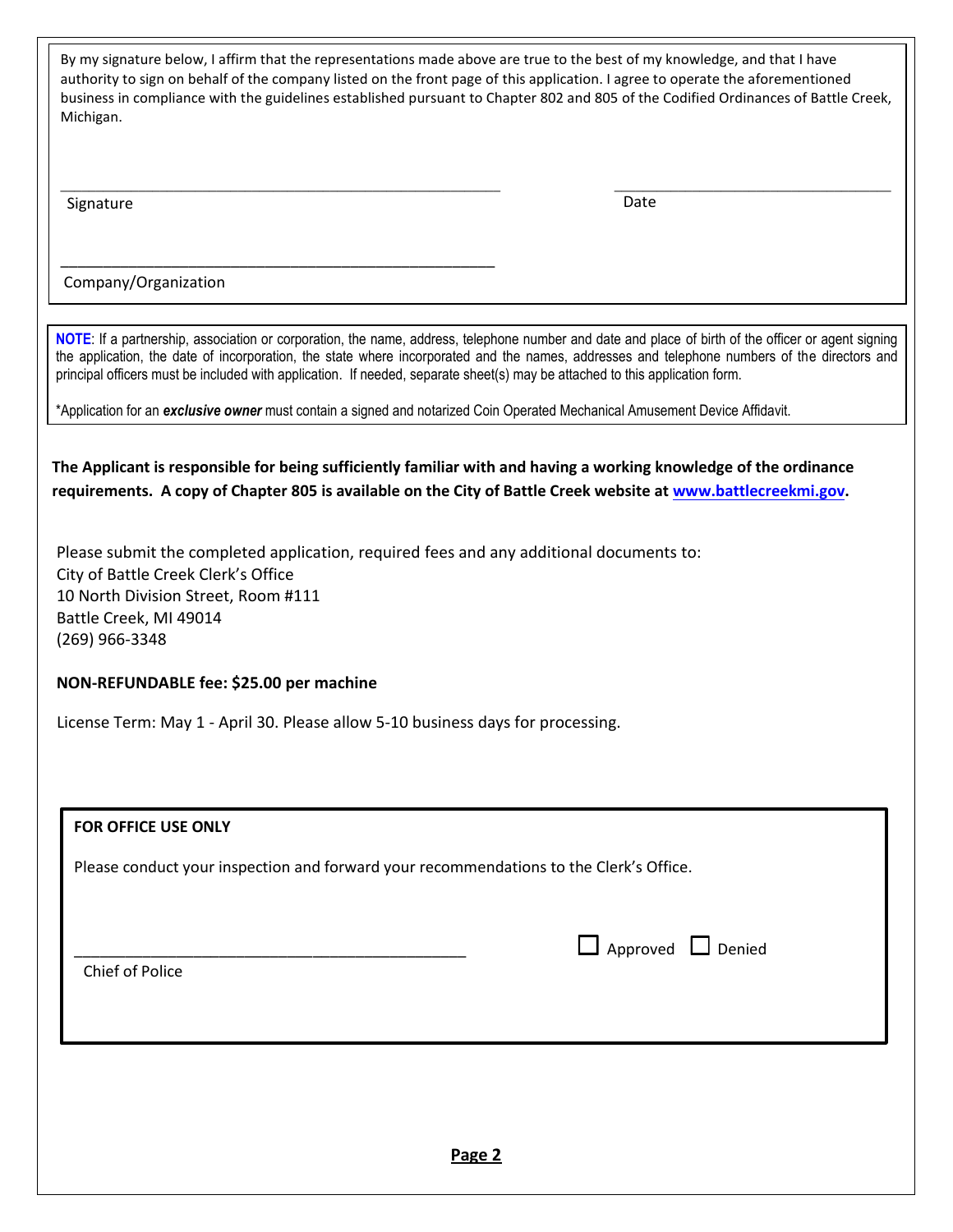By my signature below, I affirm that the representations made above are true to the best of my knowledge, and that I have authority to sign on behalf of the company listed on the front page of this application. I agree to operate the aforementioned business in compliance with the guidelines established pursuant to Chapter 802 and 805 of the Codified Ordinances of Battle Creek, Michigan.

\_\_\_\_\_\_\_\_\_\_\_\_\_\_\_\_\_\_\_\_\_\_\_\_\_\_\_\_\_\_\_\_\_\_\_\_\_\_\_\_ \_\_\_\_\_\_\_\_\_\_\_\_\_\_\_\_\_\_\_\_\_\_\_\_\_\_\_\_

Signature Date

\_\_\_\_\_\_\_\_\_\_\_\_\_\_\_\_\_\_\_\_\_\_\_\_\_\_\_\_\_\_\_\_\_\_\_\_\_\_\_\_

Company/Organization

**NOTE**: If a partnership, association or corporation, the name, address, telephone number and date and place of birth of the officer or agent signing the application, the date of incorporation, the state where incorporated and the names, addresses and telephone numbers of the directors and principal officers must be included with application. If needed, separate sheet(s) may be attached to this application form.

*Application for an ***exclusive owner*** must contain a signed and notarized Coin Operated Mechanical Amusement Device Affidavit.

**The Applicant is responsible for being sufficiently familiar with and having a working knowledge of the ordinance requirements. A copy of Chapter 805 is available on the City of Battle Creek website at www.battlecreekmi.gov.**

Please submit the completed application, required fees and any additional documents to:
City of Battle Creek Clerk's Office
10 North Division Street, Room #111
Battle Creek, MI 49014
(269) 966-3348

**NON-REFUNDABLE fee: $25.00 per machine**

License Term: May 1 - April 30. Please allow 5-10 business days for processing.

**FOR OFFICE USE ONLY**

Please conduct your inspection and forward your recommendations to the Clerk's Office.

\_\_\_\_\_\_\_\_\_\_\_\_\_\_\_\_\_\_\_\_\_\_\_\_\_\_\_\_\_\_\_\_\_\_\_\_\_\_\_\_ ☐ Approved ☐ Denied

Chief of Police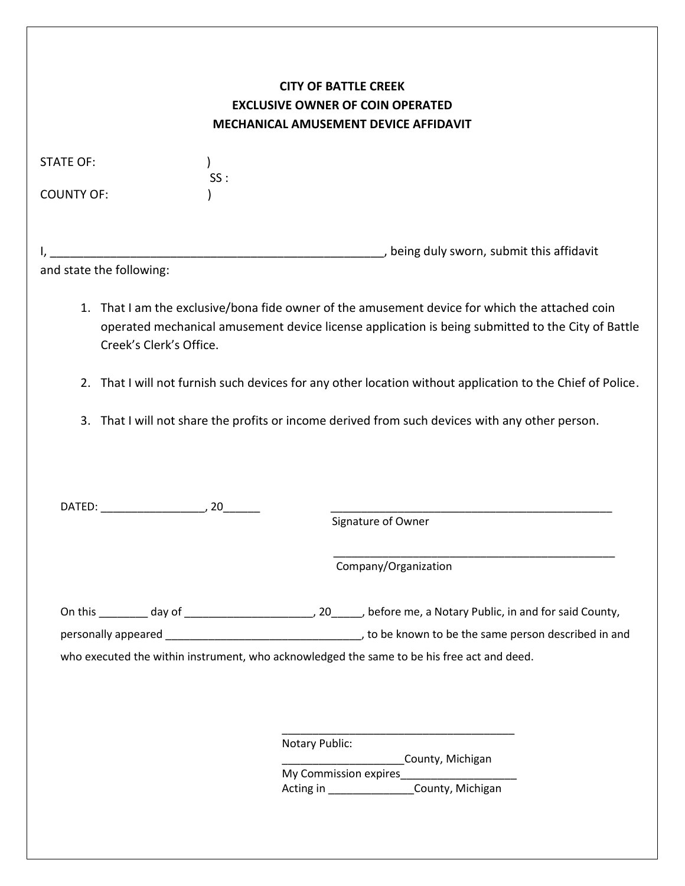**CITY OF BATTLE CREEK**
**EXCLUSIVE OWNER OF COIN OPERATED**
**MECHANICAL AMUSEMENT DEVICE AFFIDAVIT**

STATE OF: )
SS :
COUNTY OF: )

I, _____________________________________________________, being duly sworn, submit this affidavit and state the following:

1. That I am the exclusive/bona fide owner of the amusement device for which the attached coin operated mechanical amusement device license application is being submitted to the City of Battle Creek's Clerk's Office.

2. That I will not furnish such devices for any other location without application to the Chief of Police.

3. That I will not share the profits or income derived from such devices with any other person.

DATED: _________________, 20______

_______________________________________________
Signature of Owner

_______________________________________________
Company/Organization

On this ________ day of _____________________, 20_____, before me, a Notary Public, in and for said County, personally appeared ________________________________, to be known to be the same person described in and who executed the within instrument, who acknowledged the same to be his free act and deed.

_______________________________________
Notary Public:
____________________County, Michigan
My Commission expires___________________
Acting in ______________County, Michigan